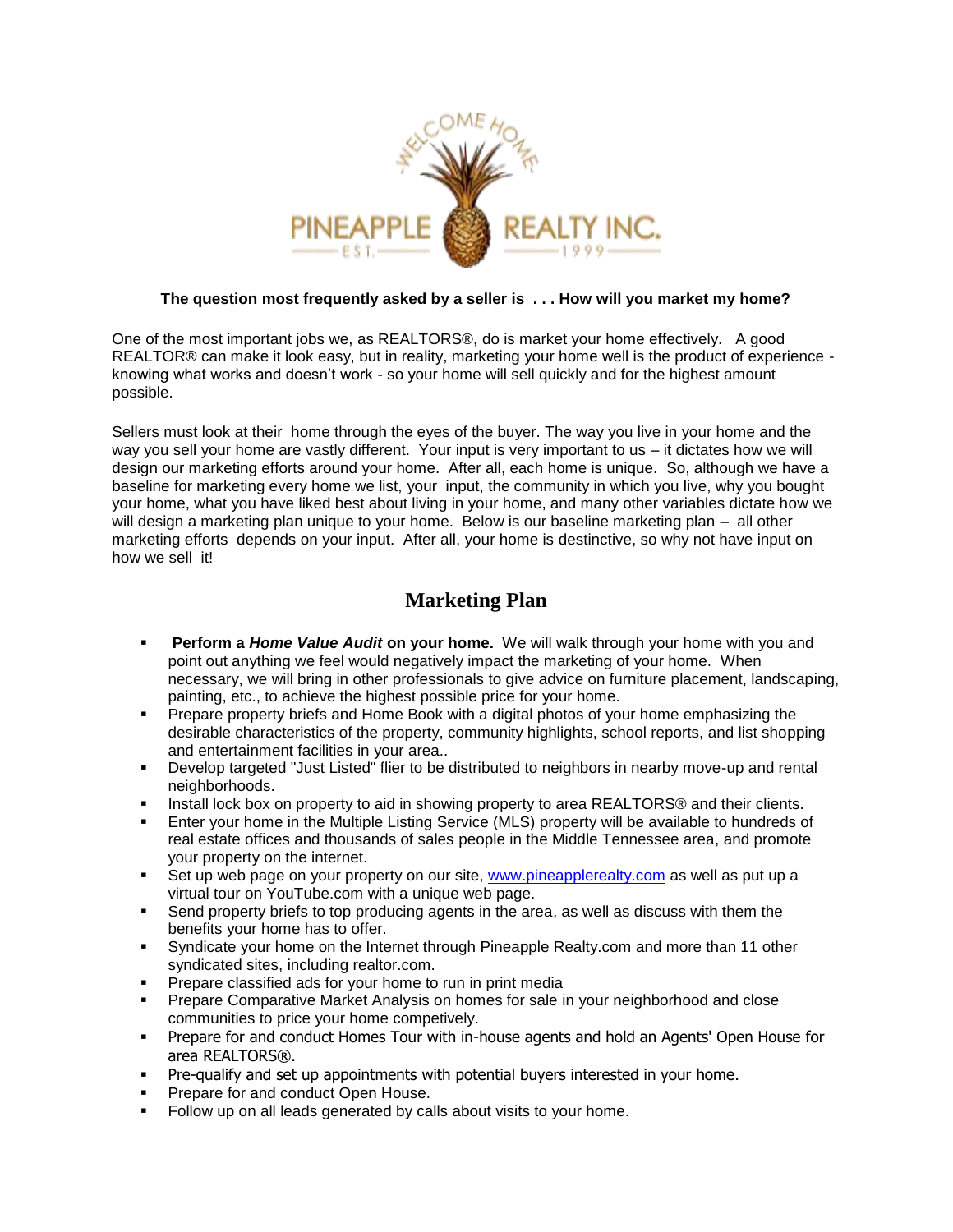**The question most frequently asked by a seller is . . . How will you market my home?**

One of the most important jobs we, as REALTORS®, do is market your home effectively. A good REALTOR® can make it look easy, but in reality, marketing your home well is the product of experience - knowing what works and doesn't work - so your home will sell quickly and for the highest amount possible.

Sellers must look at their home through the eyes of the buyer. The way you live in your home and the way you sell your home are vastly different. Your input is very important to us – it dictates how we will design our marketing efforts around your home. After all, each home is unique. So, although we have a baseline for marketing every home we list, your input, the community in which you live, why you bought your home, what you have liked best about living in your home, and many other variables dictate how we will design a marketing plan unique to your home. Below is our baseline marketing plan – all other marketing efforts depends on your input. After all, your home is destinctive, so why not have input on how we sell it!

## Marketing Plan

- **Perform a *Home Value Audit* on your home.** We will walk through your home with you and point out anything we feel would negatively impact the marketing of your home. When necessary, we will bring in other professionals to give advice on furniture placement, landscaping, painting, etc., to achieve the highest possible price for your home.
- Prepare property briefs and Home Book with a digital photos of your home emphasizing the desirable characteristics of the property, community highlights, school reports, and list shopping and entertainment facilities in your area..
- Develop targeted "Just Listed" flier to be distributed to neighbors in nearby move-up and rental neighborhoods.
- Install lock box on property to aid in showing property to area REALTORS® and their clients.
- Enter your home in the Multiple Listing Service (MLS) property will be available to hundreds of real estate offices and thousands of sales people in the Middle Tennessee area, and promote your property on the internet.
- Set up web page on your property on our site, www.pineapplerealty.com as well as put up a virtual tour on YouTube.com with a unique web page.
- Send property briefs to top producing agents in the area, as well as discuss with them the benefits your home has to offer.
- Syndicate your home on the Internet through Pineapple Realty.com and more than 11 other syndicated sites, including realtor.com.
- Prepare classified ads for your home to run in print media
- Prepare Comparative Market Analysis on homes for sale in your neighborhood and close communities to price your home competively.
- Prepare for and conduct Homes Tour with in-house agents and hold an Agents' Open House for area REALTORS®.
- Pre-qualify and set up appointments with potential buyers interested in your home.
- Prepare for and conduct Open House.
- Follow up on all leads generated by calls about visits to your home.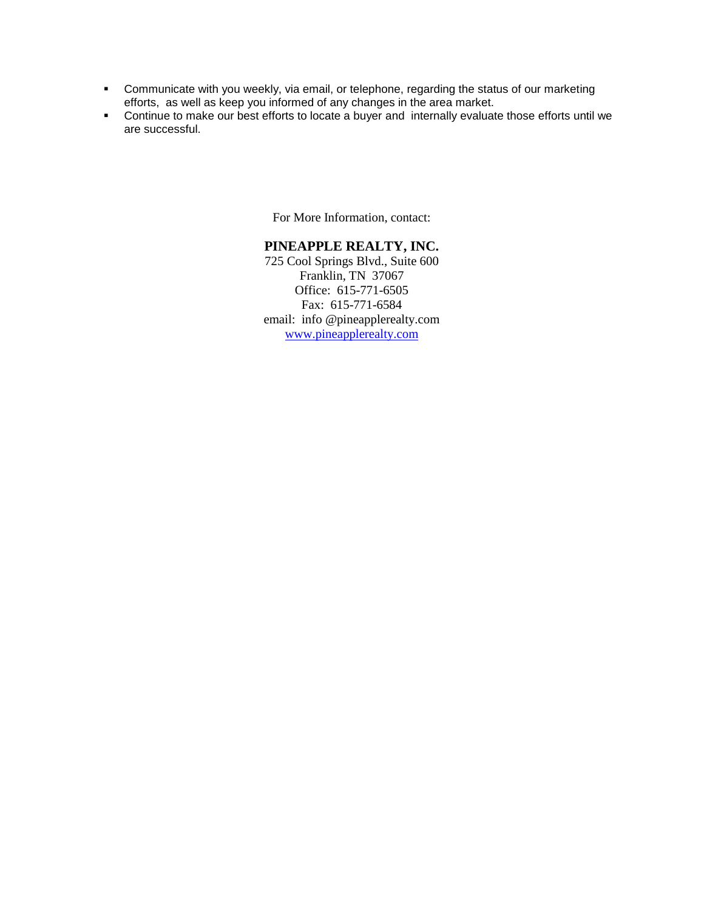- Communicate with you weekly, via email, or telephone, regarding the status of our marketing efforts, as well as keep you informed of any changes in the area market.
- Continue to make our best efforts to locate a buyer and internally evaluate those efforts until we are successful.

For More Information, contact:

**PINEAPPLE REALTY, INC.**
725 Cool Springs Blvd., Suite 600
Franklin, TN 37067
Office: 615-771-6505
Fax: 615-771-6584
email: info @pineapplerealty.com
www.pineapplerealty.com